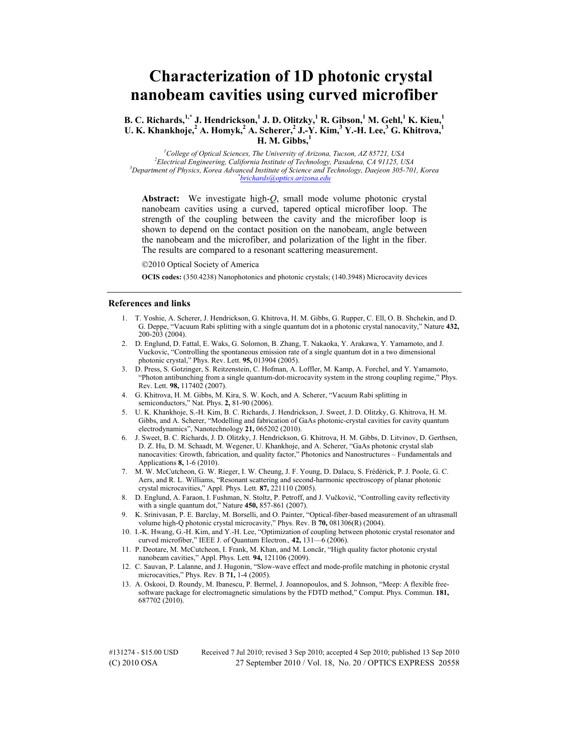# Characterization of 1D photonic crystal nanobeam cavities using curved microfiber

**B. C. Richards,[1,*] J. Hendrickson,[1] J. D. Olitzky,[1] R. Gibson,[1] M. Gehl,[1] K. Kieu,[1] U. K. Khankhoje,[2] A. Homyk,[2] A. Scherer,[2] J.-Y. Kim,[3] Y.-H. Lee,[3] G. Khitrova,[1] H. M. Gibbs,[1]**

[1]*College of Optical Sciences, The University of Arizona, Tucson, AZ 85721, USA*
[2]*Electrical Engineering, California Institute of Technology, Pasadena, CA 91125, USA*
[3]*Department of Physics, Korea Advanced Institute of Science and Technology, Daejeon 305-701, Korea*
[*]brichards@optics.arizona.edu

**Abstract:** We investigate high-*Q*, small mode volume photonic crystal nanobeam cavities using a curved, tapered optical microfiber loop. The strength of the coupling between the cavity and the microfiber loop is shown to depend on the contact position on the nanobeam, angle between the nanobeam and the microfiber, and polarization of the light in the fiber. The results are compared to a resonant scattering measurement.

©2010 Optical Society of America

**OCIS codes:** (350.4238) Nanophotonics and photonic crystals; (140.3948) Microcavity devices

## References and links

1. T. Yoshie, A. Scherer, J. Hendrickson, G. Khitrova, H. M. Gibbs, G. Rupper, C. Ell, O. B. Shchekin, and D. G. Deppe, "Vacuum Rabi splitting with a single quantum dot in a photonic crystal nanocavity," Nature **432,** 200-203 (2004).
2. D. Englund, D. Fattal, E. Waks, G. Solomon, B. Zhang, T. Nakaoka, Y. Arakawa, Y. Yamamoto, and J. Vuckovic, "Controlling the spontaneous emission rate of a single quantum dot in a two dimensional photonic crystal," Phys. Rev. Lett. **95,** 013904 (2005).
3. D. Press, S. Gotzinger, S. Reitzenstein, C. Hofman, A. Loffler, M. Kamp, A. Forchel, and Y. Yamamoto, "Photon antibunching from a single quantum-dot-microcavity system in the strong coupling regime," Phys. Rev. Lett. **98,** 117402 (2007).
4. G. Khitrova, H. M. Gibbs, M. Kira, S. W. Koch, and A. Scherer, "Vacuum Rabi splitting in semiconductors," Nat. Phys. **2,** 81-90 (2006).
5. U. K. Khankhoje, S.-H. Kim, B. C. Richards, J. Hendrickson, J. Sweet, J. D. Olitzky, G. Khitrova, H. M. Gibbs, and A. Scherer, "Modelling and fabrication of GaAs photonic-crystal cavities for cavity quantum electrodynamics", Nanotechnology **21,** 065202 (2010).
6. J. Sweet, B. C. Richards, J. D. Olitzky, J. Hendrickson, G. Khitrova, H. M. Gibbs, D. Litvinov, D. Gerthsen, D. Z. Hu, D. M. Schaadt, M. Wegener, U. Khankhoje, and A. Scherer, "GaAs photonic crystal slab nanocavities: Growth, fabrication, and quality factor," Photonics and Nanostructures – Fundamentals and Applications **8,** 1-6 (2010).
7. M. W. McCutcheon, G. W. Rieger, I. W. Cheung, J. F. Young, D. Dalacu, S. Frédérick, P. J. Poole, G. C. Aers, and R. L. Williams, "Resonant scattering and second-harmonic spectroscopy of planar photonic crystal microcavities," Appl. Phys. Lett. **87,** 221110 (2005).
8. D. Englund, A. Faraon, I. Fushman, N. Stoltz, P. Petroff, and J. Vučković, "Controlling cavity reflectivity with a single quantum dot," Nature **450,** 857-861 (2007).
9. K. Srinivasan, P. E. Barclay, M. Borselli, and O. Painter, "Optical-fiber-based measurement of an ultrasmall volume high-Q photonic crystal microcavity," Phys. Rev. B **70,** 081306(R) (2004).
10. I.-K. Hwang, G.-H. Kim, and Y.-H. Lee, "Optimization of coupling between photonic crystal resonator and curved microfiber," IEEE J. of Quantum Electron., **42,** 131—6 (2006).
11. P. Deotare, M. McCutcheon, I. Frank, M. Khan, and M. Loncăr, "High quality factor photonic crystal nanobeam cavities," Appl. Phys. Lett. **94,** 121106 (2009).
12. C. Sauvan, P. Lalanne, and J. Hugonin, "Slow-wave effect and mode-profile matching in photonic crystal microcavities," Phys. Rev. B **71,** 1-4 (2005).
13. A. Oskooi, D. Roundy, M. Ibanescu, P. Bermel, J. Joannopoulos, and S. Johnson, "Meep: A flexible free-software package for electromagnetic simulations by the FDTD method," Comput. Phys. Commun. **181,** 687702 (2010).

#131274 - $15.00 USD Received 7 Jul 2010; revised 3 Sep 2010; accepted 4 Sep 2010; published 13 Sep 2010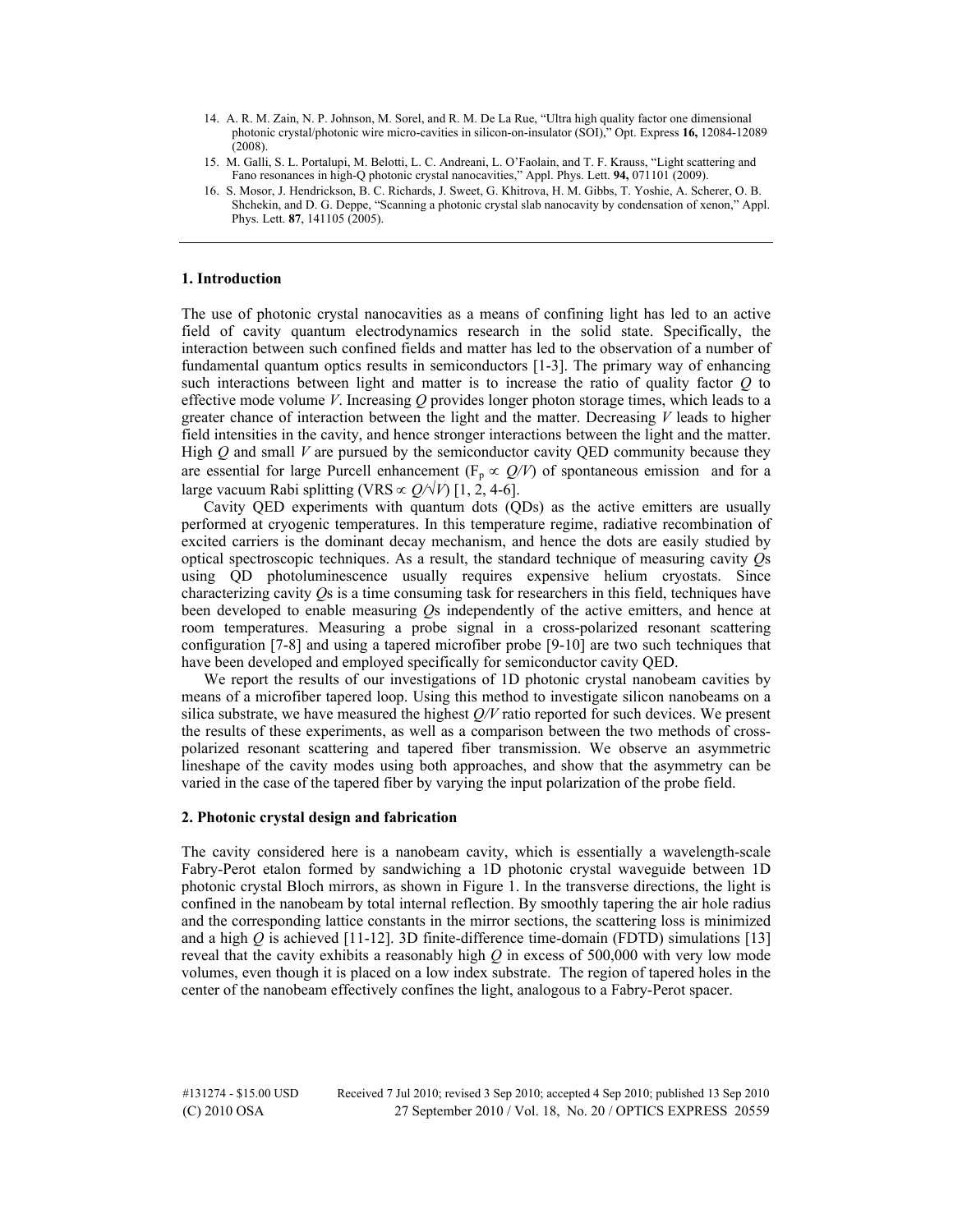14. A. R. M. Zain, N. P. Johnson, M. Sorel, and R. M. De La Rue, "Ultra high quality factor one dimensional photonic crystal/photonic wire micro-cavities in silicon-on-insulator (SOI)," Opt. Express **16,** 12084-12089 (2008).
15. M. Galli, S. L. Portalupi, M. Belotti, L. C. Andreani, L. O'Faolain, and T. F. Krauss, "Light scattering and Fano resonances in high-Q photonic crystal nanocavities," Appl. Phys. Lett. **94,** 071101 (2009).
16. S. Mosor, J. Hendrickson, B. C. Richards, J. Sweet, G. Khitrova, H. M. Gibbs, T. Yoshie, A. Scherer, O. B. Shchekin, and D. G. Deppe, "Scanning a photonic crystal slab nanocavity by condensation of xenon," Appl. Phys. Lett. **87**, 141105 (2005).

## 1. Introduction

The use of photonic crystal nanocavities as a means of confining light has led to an active field of cavity quantum electrodynamics research in the solid state. Specifically, the interaction between such confined fields and matter has led to the observation of a number of fundamental quantum optics results in semiconductors [1-3]. The primary way of enhancing such interactions between light and matter is to increase the ratio of quality factor *Q* to effective mode volume *V*. Increasing *Q* provides longer photon storage times, which leads to a greater chance of interaction between the light and the matter. Decreasing *V* leads to higher field intensities in the cavity, and hence stronger interactions between the light and the matter. High *Q* and small *V* are pursued by the semiconductor cavity QED community because they are essential for large Purcell enhancement ($F_p \propto Q/V$) of spontaneous emission and for a large vacuum Rabi splitting ($\mathrm{VRS} \propto Q/\sqrt{V}$) [1, 2, 4-6].

Cavity QED experiments with quantum dots (QDs) as the active emitters are usually performed at cryogenic temperatures. In this temperature regime, radiative recombination of excited carriers is the dominant decay mechanism, and hence the dots are easily studied by optical spectroscopic techniques. As a result, the standard technique of measuring cavity *Q*s using QD photoluminescence usually requires expensive helium cryostats. Since characterizing cavity *Q*s is a time consuming task for researchers in this field, techniques have been developed to enable measuring *Q*s independently of the active emitters, and hence at room temperatures. Measuring a probe signal in a cross-polarized resonant scattering configuration [7-8] and using a tapered microfiber probe [9-10] are two such techniques that have been developed and employed specifically for semiconductor cavity QED.

We report the results of our investigations of 1D photonic crystal nanobeam cavities by means of a microfiber tapered loop. Using this method to investigate silicon nanobeams on a silica substrate, we have measured the highest *Q/V* ratio reported for such devices. We present the results of these experiments, as well as a comparison between the two methods of cross-polarized resonant scattering and tapered fiber transmission. We observe an asymmetric lineshape of the cavity modes using both approaches, and show that the asymmetry can be varied in the case of the tapered fiber by varying the input polarization of the probe field.

## 2. Photonic crystal design and fabrication

The cavity considered here is a nanobeam cavity, which is essentially a wavelength-scale Fabry-Perot etalon formed by sandwiching a 1D photonic crystal waveguide between 1D photonic crystal Bloch mirrors, as shown in Figure 1. In the transverse directions, the light is confined in the nanobeam by total internal reflection. By smoothly tapering the air hole radius and the corresponding lattice constants in the mirror sections, the scattering loss is minimized and a high *Q* is achieved [11-12]. 3D finite-difference time-domain (FDTD) simulations [13] reveal that the cavity exhibits a reasonably high *Q* in excess of 500,000 with very low mode volumes, even though it is placed on a low index substrate. The region of tapered holes in the center of the nanobeam effectively confines the light, analogous to a Fabry-Perot spacer.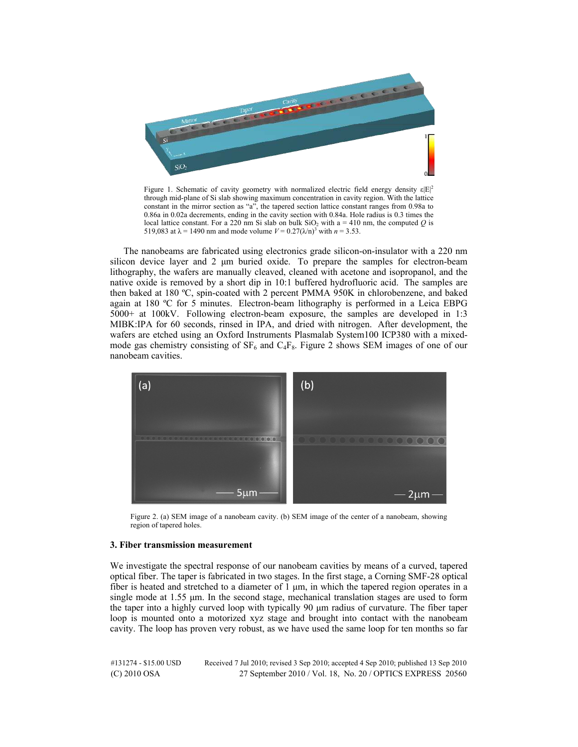Figure 1. Schematic of cavity geometry with normalized electric field energy density $\varepsilon|E|^2$ through mid-plane of Si slab showing maximum concentration in cavity region. With the lattice constant in the mirror section as "a", the tapered section lattice constant ranges from 0.98a to 0.86a in 0.02a decrements, ending in the cavity section with 0.84a. Hole radius is 0.3 times the local lattice constant. For a 220 nm Si slab on bulk $SiO_2$ with a = 410 nm, the computed $Q$ is 519,083 at $\lambda$ = 1490 nm and mode volume $V = 0.27(\lambda/n)^3$ with $n$ = 3.53.

The nanobeams are fabricated using electronics grade silicon-on-insulator with a 220 nm silicon device layer and 2 µm buried oxide. To prepare the samples for electron-beam lithography, the wafers are manually cleaved, cleaned with acetone and isopropanol, and the native oxide is removed by a short dip in 10:1 buffered hydrofluoric acid. The samples are then baked at 180 ºC, spin-coated with 2 percent PMMA 950K in chlorobenzene, and baked again at 180 ºC for 5 minutes. Electron-beam lithography is performed in a Leica EBPG 5000+ at 100kV. Following electron-beam exposure, the samples are developed in 1:3 MIBK:IPA for 60 seconds, rinsed in IPA, and dried with nitrogen. After development, the wafers are etched using an Oxford Instruments Plasmalab System100 ICP380 with a mixed-mode gas chemistry consisting of $SF_6$ and $C_4F_8$. Figure 2 shows SEM images of one of our nanobeam cavities.

Figure 2. (a) SEM image of a nanobeam cavity. (b) SEM image of the center of a nanobeam, showing region of tapered holes.

### 3. Fiber transmission measurement

We investigate the spectral response of our nanobeam cavities by means of a curved, tapered optical fiber. The taper is fabricated in two stages. In the first stage, a Corning SMF-28 optical fiber is heated and stretched to a diameter of 1 µm, in which the tapered region operates in a single mode at 1.55 µm. In the second stage, mechanical translation stages are used to form the taper into a highly curved loop with typically 90 µm radius of curvature. The fiber taper loop is mounted onto a motorized xyz stage and brought into contact with the nanobeam cavity. The loop has proven very robust, as we have used the same loop for ten months so far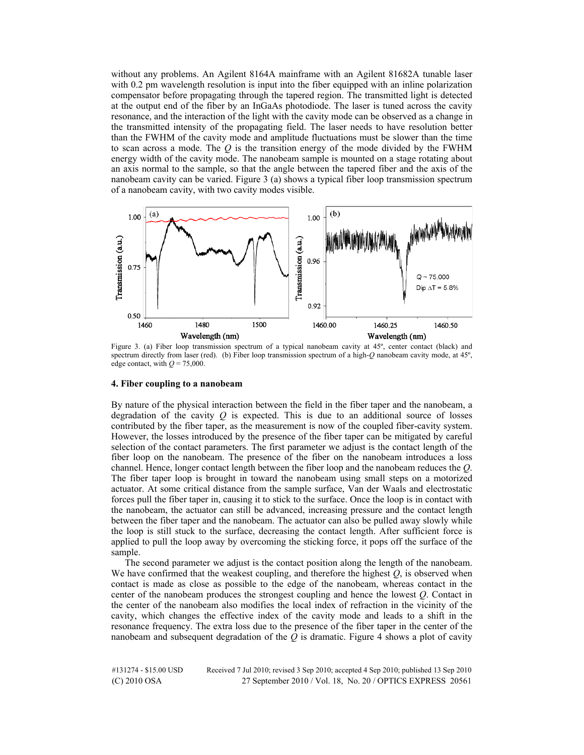without any problems. An Agilent 8164A mainframe with an Agilent 81682A tunable laser with 0.2 pm wavelength resolution is input into the fiber equipped with an inline polarization compensator before propagating through the tapered region. The transmitted light is detected at the output end of the fiber by an InGaAs photodiode. The laser is tuned across the cavity resonance, and the interaction of the light with the cavity mode can be observed as a change in the transmitted intensity of the propagating field. The laser needs to have resolution better than the FWHM of the cavity mode and amplitude fluctuations must be slower than the time to scan across a mode. The $Q$ is the transition energy of the mode divided by the FWHM energy width of the cavity mode. The nanobeam sample is mounted on a stage rotating about an axis normal to the sample, so that the angle between the tapered fiber and the axis of the nanobeam cavity can be varied. Figure 3 (a) shows a typical fiber loop transmission spectrum of a nanobeam cavity, with two cavity modes visible.

(a)
Transmission (a.u.)
1.00
0.75
0.50
1460
1480
1500
Wavelength (nm)

(b)
Transmission (a.u.)
1.00
0.96
0.92
1460.00
1460.25
1460.50
Wavelength (nm)
Q ~ 75,000
Dip ΔT = 5.8%

Figure 3. (a) Fiber loop transmission spectrum of a typical nanobeam cavity at 45º, center contact (black) and spectrum directly from laser (red). (b) Fiber loop transmission spectrum of a high-$Q$ nanobeam cavity mode, at 45º, edge contact, with $Q = 75{,}000$.

## 4. Fiber coupling to a nanobeam

By nature of the physical interaction between the field in the fiber taper and the nanobeam, a degradation of the cavity $Q$ is expected. This is due to an additional source of losses contributed by the fiber taper, as the measurement is now of the coupled fiber-cavity system. However, the losses introduced by the presence of the fiber taper can be mitigated by careful selection of the contact parameters. The first parameter we adjust is the contact length of the fiber loop on the nanobeam. The presence of the fiber on the nanobeam introduces a loss channel. Hence, longer contact length between the fiber loop and the nanobeam reduces the $Q$. The fiber taper loop is brought in toward the nanobeam using small steps on a motorized actuator. At some critical distance from the sample surface, Van der Waals and electrostatic forces pull the fiber taper in, causing it to stick to the surface. Once the loop is in contact with the nanobeam, the actuator can still be advanced, increasing pressure and the contact length between the fiber taper and the nanobeam. The actuator can also be pulled away slowly while the loop is still stuck to the surface, decreasing the contact length. After sufficient force is applied to pull the loop away by overcoming the sticking force, it pops off the surface of the sample.

The second parameter we adjust is the contact position along the length of the nanobeam. We have confirmed that the weakest coupling, and therefore the highest $Q$, is observed when contact is made as close as possible to the edge of the nanobeam, whereas contact in the center of the nanobeam produces the strongest coupling and hence the lowest $Q$. Contact in the center of the nanobeam also modifies the local index of refraction in the vicinity of the cavity, which changes the effective index of the cavity mode and leads to a shift in the resonance frequency. The extra loss due to the presence of the fiber taper in the center of the nanobeam and subsequent degradation of the $Q$ is dramatic. Figure 4 shows a plot of cavity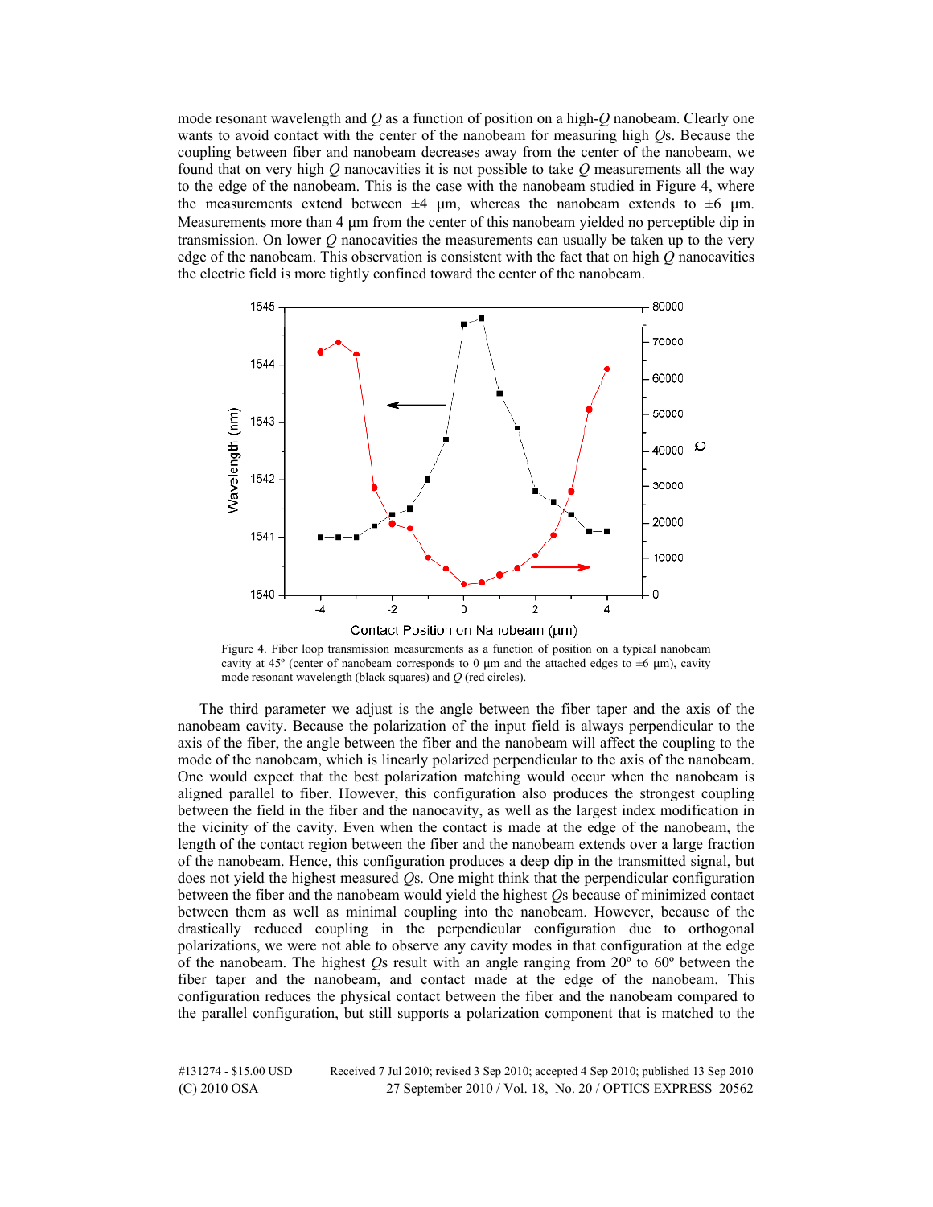mode resonant wavelength and $Q$ as a function of position on a high-$Q$ nanobeam. Clearly one wants to avoid contact with the center of the nanobeam for measuring high $Q$s. Because the coupling between fiber and nanobeam decreases away from the center of the nanobeam, we found that on very high $Q$ nanocavities it is not possible to take $Q$ measurements all the way to the edge of the nanobeam. This is the case with the nanobeam studied in Figure 4, where the measurements extend between ±4 μm, whereas the nanobeam extends to ±6 μm. Measurements more than 4 μm from the center of this nanobeam yielded no perceptible dip in transmission. On lower $Q$ nanocavities the measurements can usually be taken up to the very edge of the nanobeam. This observation is consistent with the fact that on high $Q$ nanocavities the electric field is more tightly confined toward the center of the nanobeam.

Figure 4. Fiber loop transmission measurements as a function of position on a typical nanobeam cavity at 45º (center of nanobeam corresponds to 0 μm and the attached edges to ±6 μm), cavity mode resonant wavelength (black squares) and $Q$ (red circles).

The third parameter we adjust is the angle between the fiber taper and the axis of the nanobeam cavity. Because the polarization of the input field is always perpendicular to the axis of the fiber, the angle between the fiber and the nanobeam will affect the coupling to the mode of the nanobeam, which is linearly polarized perpendicular to the axis of the nanobeam. One would expect that the best polarization matching would occur when the nanobeam is aligned parallel to fiber. However, this configuration also produces the strongest coupling between the field in the fiber and the nanocavity, as well as the largest index modification in the vicinity of the cavity. Even when the contact is made at the edge of the nanobeam, the length of the contact region between the fiber and the nanobeam extends over a large fraction of the nanobeam. Hence, this configuration produces a deep dip in the transmitted signal, but does not yield the highest measured $Q$s. One might think that the perpendicular configuration between the fiber and the nanobeam would yield the highest $Q$s because of minimized contact between them as well as minimal coupling into the nanobeam. However, because of the drastically reduced coupling in the perpendicular configuration due to orthogonal polarizations, we were not able to observe any cavity modes in that configuration at the edge of the nanobeam. The highest $Q$s result with an angle ranging from 20º to 60º between the fiber taper and the nanobeam, and contact made at the edge of the nanobeam. This configuration reduces the physical contact between the fiber and the nanobeam compared to the parallel configuration, but still supports a polarization component that is matched to the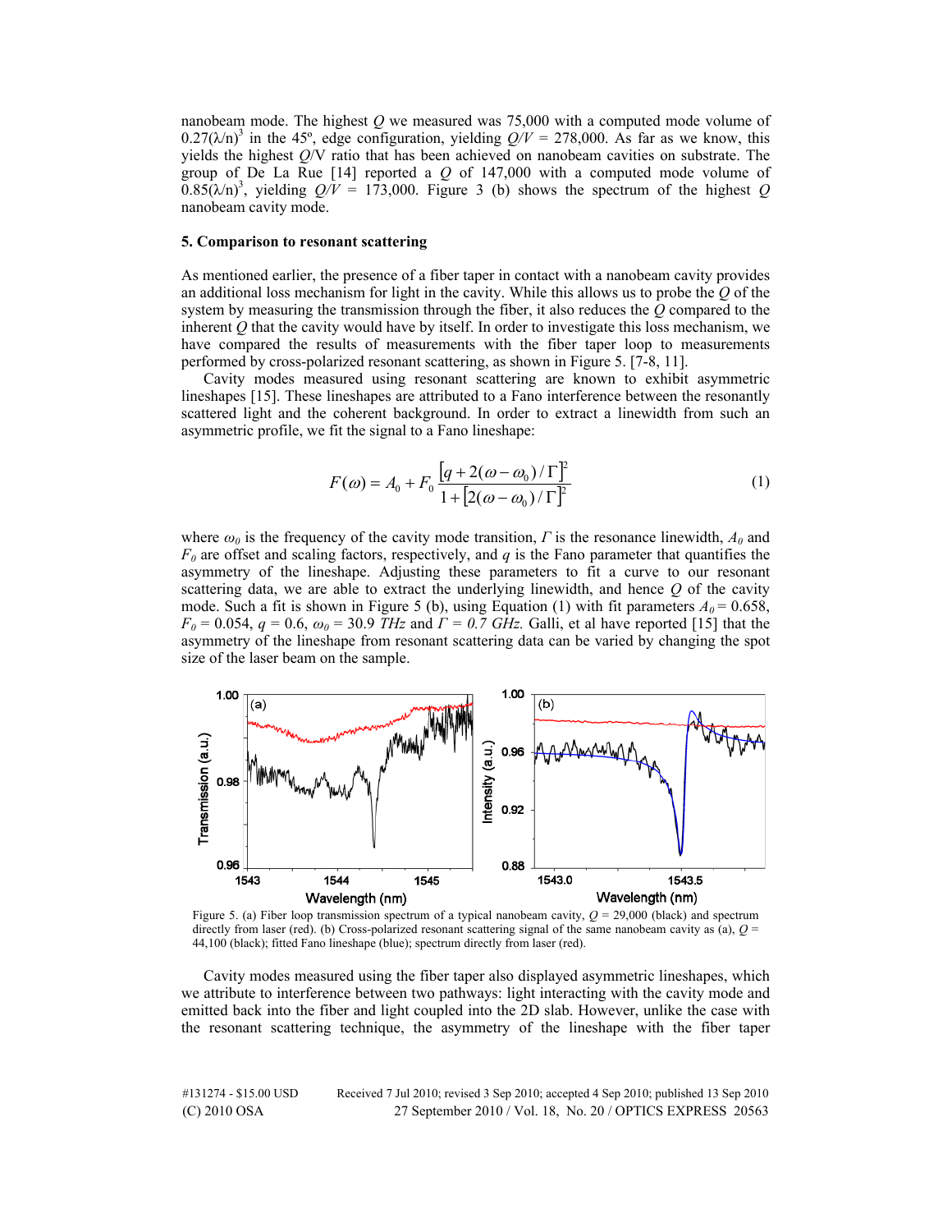nanobeam mode. The highest $Q$ we measured was 75,000 with a computed mode volume of $0.27(\lambda/n)^3$ in the 45º, edge configuration, yielding $Q/V$ = 278,000. As far as we know, this yields the highest $Q$/V ratio that has been achieved on nanobeam cavities on substrate. The group of De La Rue [14] reported a $Q$ of 147,000 with a computed mode volume of $0.85(\lambda/n)^3$, yielding $Q/V$ = 173,000. Figure 3 (b) shows the spectrum of the highest $Q$ nanobeam cavity mode.

### 5. Comparison to resonant scattering

As mentioned earlier, the presence of a fiber taper in contact with a nanobeam cavity provides an additional loss mechanism for light in the cavity. While this allows us to probe the $Q$ of the system by measuring the transmission through the fiber, it also reduces the $Q$ compared to the inherent $Q$ that the cavity would have by itself. In order to investigate this loss mechanism, we have compared the results of measurements with the fiber taper loop to measurements performed by cross-polarized resonant scattering, as shown in Figure 5. [7-8, 11].

Cavity modes measured using resonant scattering are known to exhibit asymmetric lineshapes [15]. These lineshapes are attributed to a Fano interference between the resonantly scattered light and the coherent background. In order to extract a linewidth from such an asymmetric profile, we fit the signal to a Fano lineshape:

$$F(\omega) = A_0 + F_0 \frac{\left[q + 2(\omega - \omega_0)/\Gamma\right]^2}{1 + \left[2(\omega - \omega_0)/\Gamma\right]^2} \tag{1}$$

where $\omega_0$ is the frequency of the cavity mode transition, $\Gamma$ is the resonance linewidth, $A_0$ and $F_0$ are offset and scaling factors, respectively, and $q$ is the Fano parameter that quantifies the asymmetry of the lineshape. Adjusting these parameters to fit a curve to our resonant scattering data, we are able to extract the underlying linewidth, and hence $Q$ of the cavity mode. Such a fit is shown in Figure 5 (b), using Equation (1) with fit parameters $A_0$ = 0.658, $F_0$ = 0.054, $q$ = 0.6, $\omega_0$ = 30.9 *THz* and $\Gamma$ = *0.7 GHz.* Galli, et al have reported [15] that the asymmetry of the lineshape from resonant scattering data can be varied by changing the spot size of the laser beam on the sample.

Figure 5. (a) Fiber loop transmission spectrum of a typical nanobeam cavity, $Q$ = 29,000 (black) and spectrum directly from laser (red). (b) Cross-polarized resonant scattering signal of the same nanobeam cavity as (a), $Q$ = 44,100 (black); fitted Fano lineshape (blue); spectrum directly from laser (red).

Cavity modes measured using the fiber taper also displayed asymmetric lineshapes, which we attribute to interference between two pathways: light interacting with the cavity mode and emitted back into the fiber and light coupled into the 2D slab. However, unlike the case with the resonant scattering technique, the asymmetry of the lineshape with the fiber taper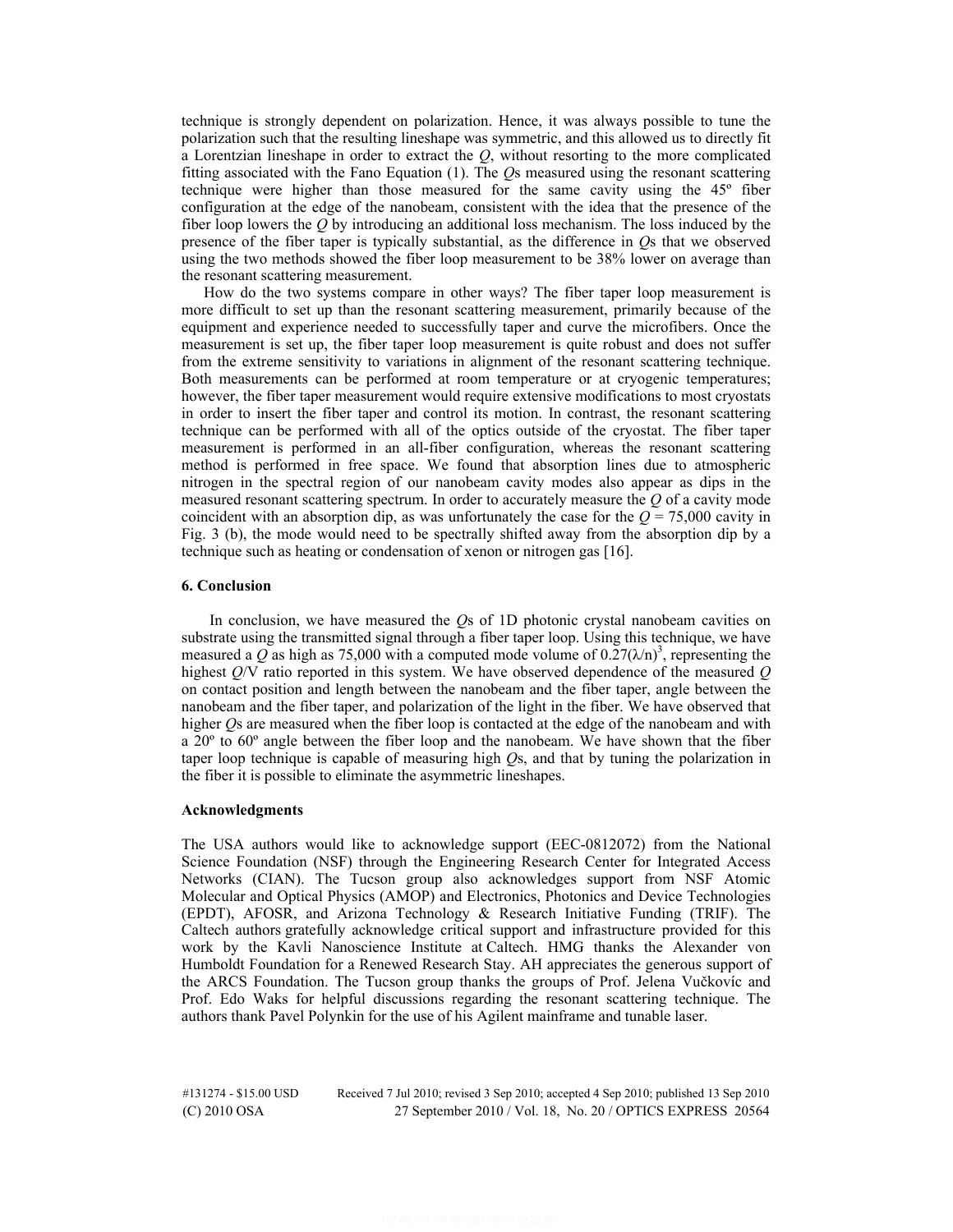technique is strongly dependent on polarization. Hence, it was always possible to tune the polarization such that the resulting lineshape was symmetric, and this allowed us to directly fit a Lorentzian lineshape in order to extract the *Q*, without resorting to the more complicated fitting associated with the Fano Equation (1). The *Q*s measured using the resonant scattering technique were higher than those measured for the same cavity using the 45º fiber configuration at the edge of the nanobeam, consistent with the idea that the presence of the fiber loop lowers the *Q* by introducing an additional loss mechanism. The loss induced by the presence of the fiber taper is typically substantial, as the difference in *Q*s that we observed using the two methods showed the fiber loop measurement to be 38% lower on average than the resonant scattering measurement.

How do the two systems compare in other ways? The fiber taper loop measurement is more difficult to set up than the resonant scattering measurement, primarily because of the equipment and experience needed to successfully taper and curve the microfibers. Once the measurement is set up, the fiber taper loop measurement is quite robust and does not suffer from the extreme sensitivity to variations in alignment of the resonant scattering technique. Both measurements can be performed at room temperature or at cryogenic temperatures; however, the fiber taper measurement would require extensive modifications to most cryostats in order to insert the fiber taper and control its motion. In contrast, the resonant scattering technique can be performed with all of the optics outside of the cryostat. The fiber taper measurement is performed in an all-fiber configuration, whereas the resonant scattering method is performed in free space. We found that absorption lines due to atmospheric nitrogen in the spectral region of our nanobeam cavity modes also appear as dips in the measured resonant scattering spectrum. In order to accurately measure the *Q* of a cavity mode coincident with an absorption dip, as was unfortunately the case for the *Q* = 75,000 cavity in Fig. 3 (b), the mode would need to be spectrally shifted away from the absorption dip by a technique such as heating or condensation of xenon or nitrogen gas [16].

## 6. Conclusion

In conclusion, we have measured the *Q*s of 1D photonic crystal nanobeam cavities on substrate using the transmitted signal through a fiber taper loop. Using this technique, we have measured a *Q* as high as 75,000 with a computed mode volume of $0.27(\lambda/n)^3$, representing the highest *Q*/V ratio reported in this system. We have observed dependence of the measured *Q* on contact position and length between the nanobeam and the fiber taper, angle between the nanobeam and the fiber taper, and polarization of the light in the fiber. We have observed that higher *Q*s are measured when the fiber loop is contacted at the edge of the nanobeam and with a 20º to 60º angle between the fiber loop and the nanobeam. We have shown that the fiber taper loop technique is capable of measuring high *Q*s, and that by tuning the polarization in the fiber it is possible to eliminate the asymmetric lineshapes.

## Acknowledgments

The USA authors would like to acknowledge support (EEC-0812072) from the National Science Foundation (NSF) through the Engineering Research Center for Integrated Access Networks (CIAN). The Tucson group also acknowledges support from NSF Atomic Molecular and Optical Physics (AMOP) and Electronics, Photonics and Device Technologies (EPDT), AFOSR, and Arizona Technology & Research Initiative Funding (TRIF). The Caltech authors gratefully acknowledge critical support and infrastructure provided for this work by the Kavli Nanoscience Institute at Caltech. HMG thanks the Alexander von Humboldt Foundation for a Renewed Research Stay. AH appreciates the generous support of the ARCS Foundation. The Tucson group thanks the groups of Prof. Jelena Vučkovíc and Prof. Edo Waks for helpful discussions regarding the resonant scattering technique. The authors thank Pavel Polynkin for the use of his Agilent mainframe and tunable laser.